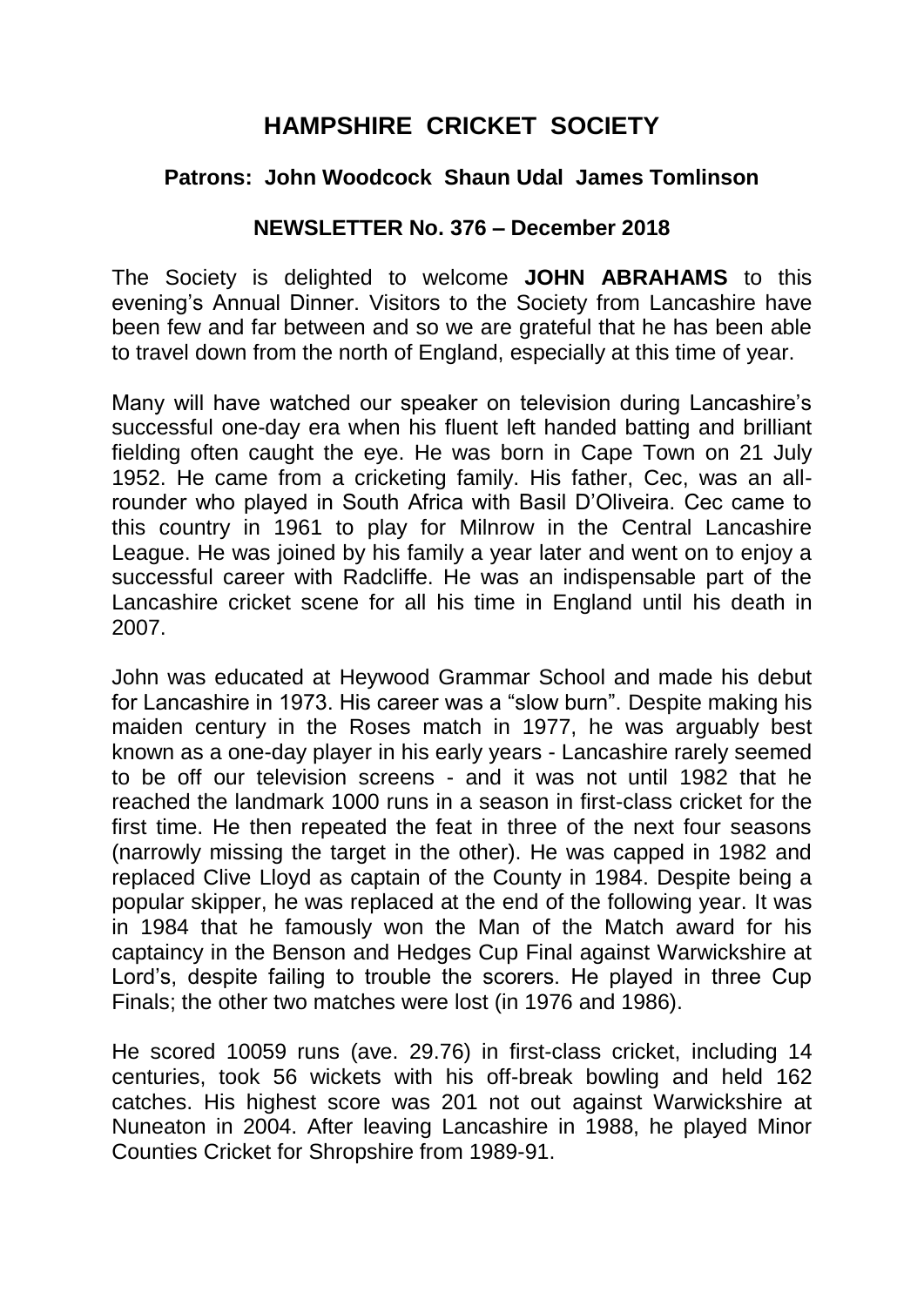# HAMPSHIRE CRICKET SOCIETY

### Patrons: John Woodcock Shaun Udal James Tomlinson

### NEWSLETTER No. 376 – December 2018

The Society is delighted to welcome **JOHN ABRAHAMS** to this evening's Annual Dinner. Visitors to the Society from Lancashire have been few and far between and so we are grateful that he has been able to travel down from the north of England, especially at this time of year.

Many will have watched our speaker on television during Lancashire's successful one-day era when his fluent left handed batting and brilliant fielding often caught the eye. He was born in Cape Town on 21 July 1952. He came from a cricketing family. His father, Cec, was an all-rounder who played in South Africa with Basil D'Oliveira. Cec came to this country in 1961 to play for Milnrow in the Central Lancashire League. He was joined by his family a year later and went on to enjoy a successful career with Radcliffe. He was an indispensable part of the Lancashire cricket scene for all his time in England until his death in 2007.

John was educated at Heywood Grammar School and made his debut for Lancashire in 1973. His career was a "slow burn". Despite making his maiden century in the Roses match in 1977, he was arguably best known as a one-day player in his early years - Lancashire rarely seemed to be off our television screens - and it was not until 1982 that he reached the landmark 1000 runs in a season in first-class cricket for the first time. He then repeated the feat in three of the next four seasons (narrowly missing the target in the other). He was capped in 1982 and replaced Clive Lloyd as captain of the County in 1984. Despite being a popular skipper, he was replaced at the end of the following year. It was in 1984 that he famously won the Man of the Match award for his captaincy in the Benson and Hedges Cup Final against Warwickshire at Lord's, despite failing to trouble the scorers. He played in three Cup Finals; the other two matches were lost (in 1976 and 1986).

He scored 10059 runs (ave. 29.76) in first-class cricket, including 14 centuries, took 56 wickets with his off-break bowling and held 162 catches. His highest score was 201 not out against Warwickshire at Nuneaton in 2004. After leaving Lancashire in 1988, he played Minor Counties Cricket for Shropshire from 1989-91.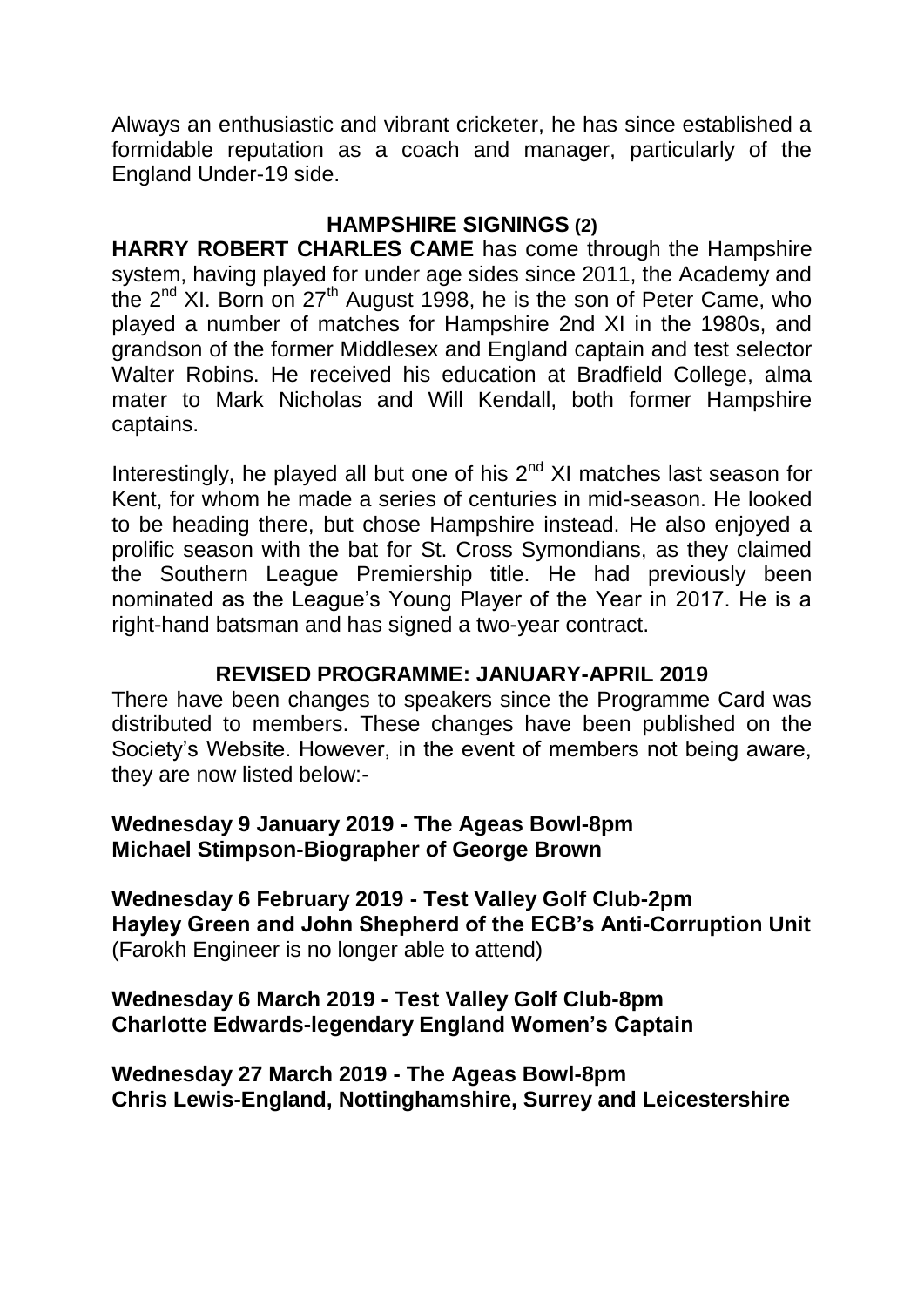Always an enthusiastic and vibrant cricketer, he has since established a formidable reputation as a coach and manager, particularly of the England Under-19 side.

## HAMPSHIRE SIGNINGS (2)

**HARRY ROBERT CHARLES CAME** has come through the Hampshire system, having played for under age sides since 2011, the Academy and the 2nd XI. Born on 27th August 1998, he is the son of Peter Came, who played a number of matches for Hampshire 2nd XI in the 1980s, and grandson of the former Middlesex and England captain and test selector Walter Robins. He received his education at Bradfield College, alma mater to Mark Nicholas and Will Kendall, both former Hampshire captains.

Interestingly, he played all but one of his 2nd XI matches last season for Kent, for whom he made a series of centuries in mid-season. He looked to be heading there, but chose Hampshire instead. He also enjoyed a prolific season with the bat for St. Cross Symondians, as they claimed the Southern League Premiership title. He had previously been nominated as the League's Young Player of the Year in 2017. He is a right-hand batsman and has signed a two-year contract.

## REVISED PROGRAMME: JANUARY-APRIL 2019

There have been changes to speakers since the Programme Card was distributed to members. These changes have been published on the Society's Website. However, in the event of members not being aware, they are now listed below:-

**Wednesday 9 January 2019 - The Ageas Bowl-8pm**
**Michael Stimpson-Biographer of George Brown**

**Wednesday 6 February 2019 - Test Valley Golf Club-2pm**
**Hayley Green and John Shepherd of the ECB's Anti-Corruption Unit**
(Farokh Engineer is no longer able to attend)

**Wednesday 6 March 2019 - Test Valley Golf Club-8pm**
**Charlotte Edwards-legendary England Women's Captain**

**Wednesday 27 March 2019 - The Ageas Bowl-8pm**
**Chris Lewis-England, Nottinghamshire, Surrey and Leicestershire**